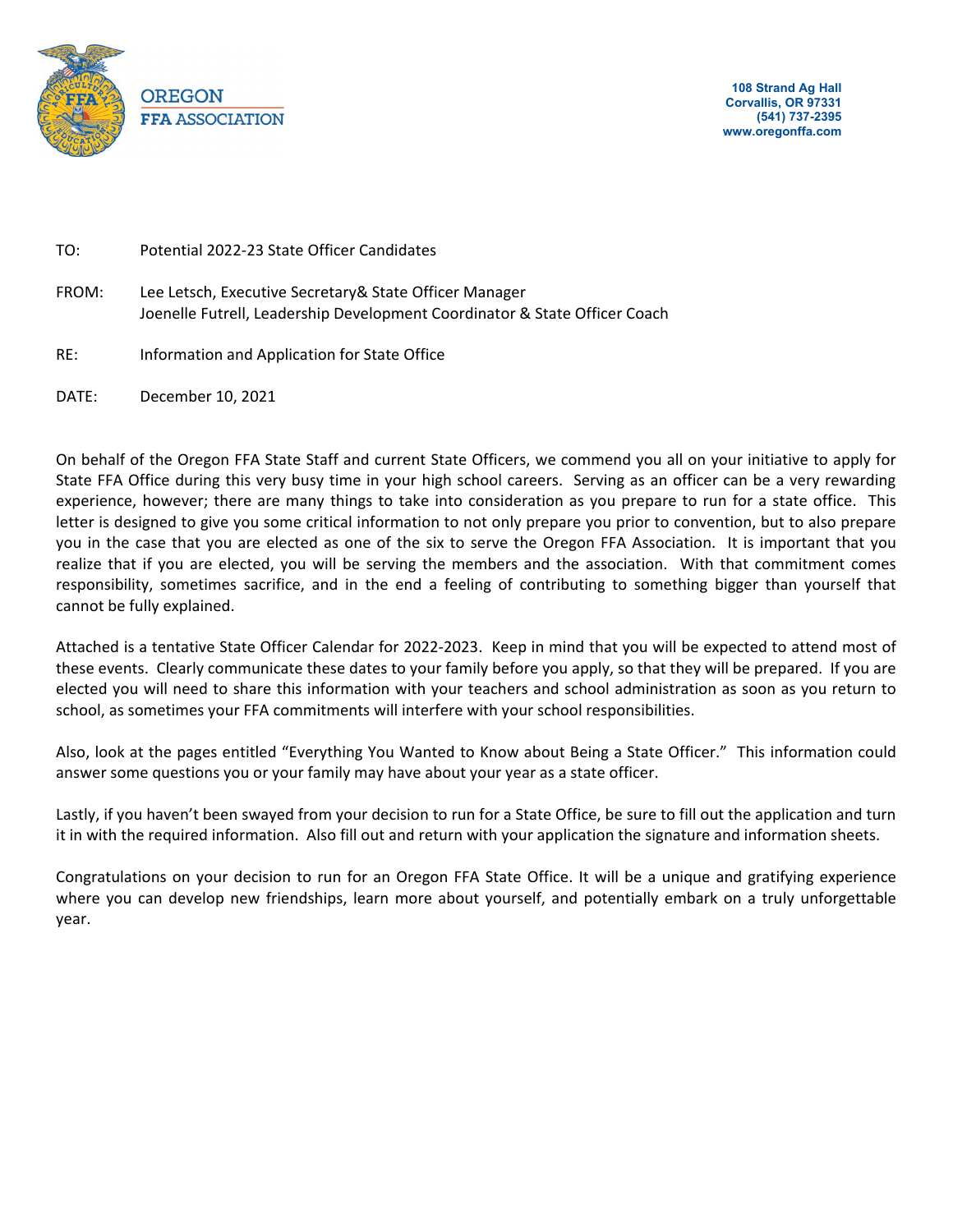OREGON
FFA ASSOCIATION

108 Strand Ag Hall
Corvallis, OR 97331
(541) 737-2395
www.oregonffa.com

TO: Potential 2022-23 State Officer Candidates

FROM: Lee Letsch, Executive Secretary& State Officer Manager
Joenelle Futrell, Leadership Development Coordinator & State Officer Coach

RE: Information and Application for State Office

DATE: December 10, 2021

On behalf of the Oregon FFA State Staff and current State Officers, we commend you all on your initiative to apply for State FFA Office during this very busy time in your high school careers. Serving as an officer can be a very rewarding experience, however; there are many things to take into consideration as you prepare to run for a state office. This letter is designed to give you some critical information to not only prepare you prior to convention, but to also prepare you in the case that you are elected as one of the six to serve the Oregon FFA Association. It is important that you realize that if you are elected, you will be serving the members and the association. With that commitment comes responsibility, sometimes sacrifice, and in the end a feeling of contributing to something bigger than yourself that cannot be fully explained.

Attached is a tentative State Officer Calendar for 2022-2023. Keep in mind that you will be expected to attend most of these events. Clearly communicate these dates to your family before you apply, so that they will be prepared. If you are elected you will need to share this information with your teachers and school administration as soon as you return to school, as sometimes your FFA commitments will interfere with your school responsibilities.

Also, look at the pages entitled "Everything You Wanted to Know about Being a State Officer." This information could answer some questions you or your family may have about your year as a state officer.

Lastly, if you haven't been swayed from your decision to run for a State Office, be sure to fill out the application and turn it in with the required information. Also fill out and return with your application the signature and information sheets.

Congratulations on your decision to run for an Oregon FFA State Office. It will be a unique and gratifying experience where you can develop new friendships, learn more about yourself, and potentially embark on a truly unforgettable year.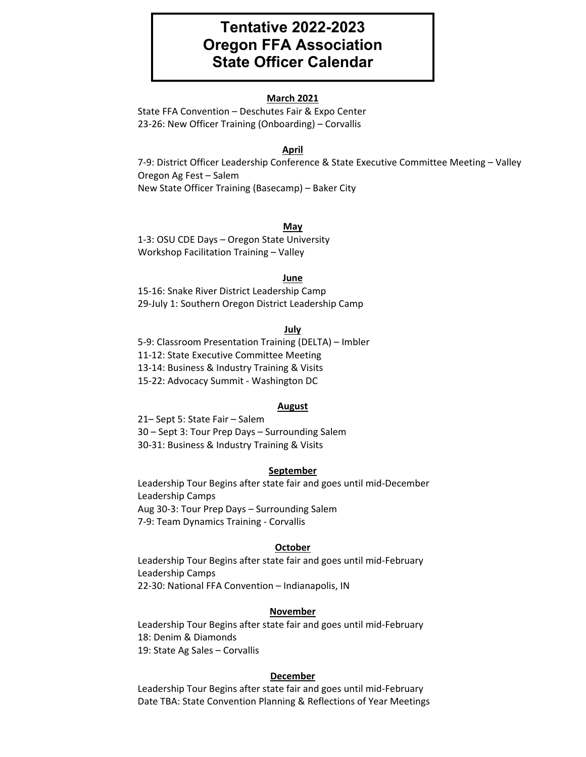# Tentative 2022-2023 Oregon FFA Association State Officer Calendar

## March 2021

State FFA Convention – Deschutes Fair & Expo Center
23-26: New Officer Training (Onboarding) – Corvallis

## April

7-9: District Officer Leadership Conference & State Executive Committee Meeting – Valley
Oregon Ag Fest – Salem
New State Officer Training (Basecamp) – Baker City

## May

1-3: OSU CDE Days – Oregon State University
Workshop Facilitation Training – Valley

## June

15-16: Snake River District Leadership Camp
29-July 1: Southern Oregon District Leadership Camp

## July

5-9: Classroom Presentation Training (DELTA) – Imbler
11-12: State Executive Committee Meeting
13-14: Business & Industry Training & Visits
15-22: Advocacy Summit - Washington DC

## August

21– Sept 5: State Fair – Salem
30 – Sept 3: Tour Prep Days – Surrounding Salem
30-31: Business & Industry Training & Visits

## September

Leadership Tour Begins after state fair and goes until mid-December
Leadership Camps
Aug 30-3: Tour Prep Days – Surrounding Salem
7-9: Team Dynamics Training - Corvallis

## October

Leadership Tour Begins after state fair and goes until mid-February
Leadership Camps
22-30: National FFA Convention – Indianapolis, IN

## November

Leadership Tour Begins after state fair and goes until mid-February
18: Denim & Diamonds
19: State Ag Sales – Corvallis

## December

Leadership Tour Begins after state fair and goes until mid-February
Date TBA: State Convention Planning & Reflections of Year Meetings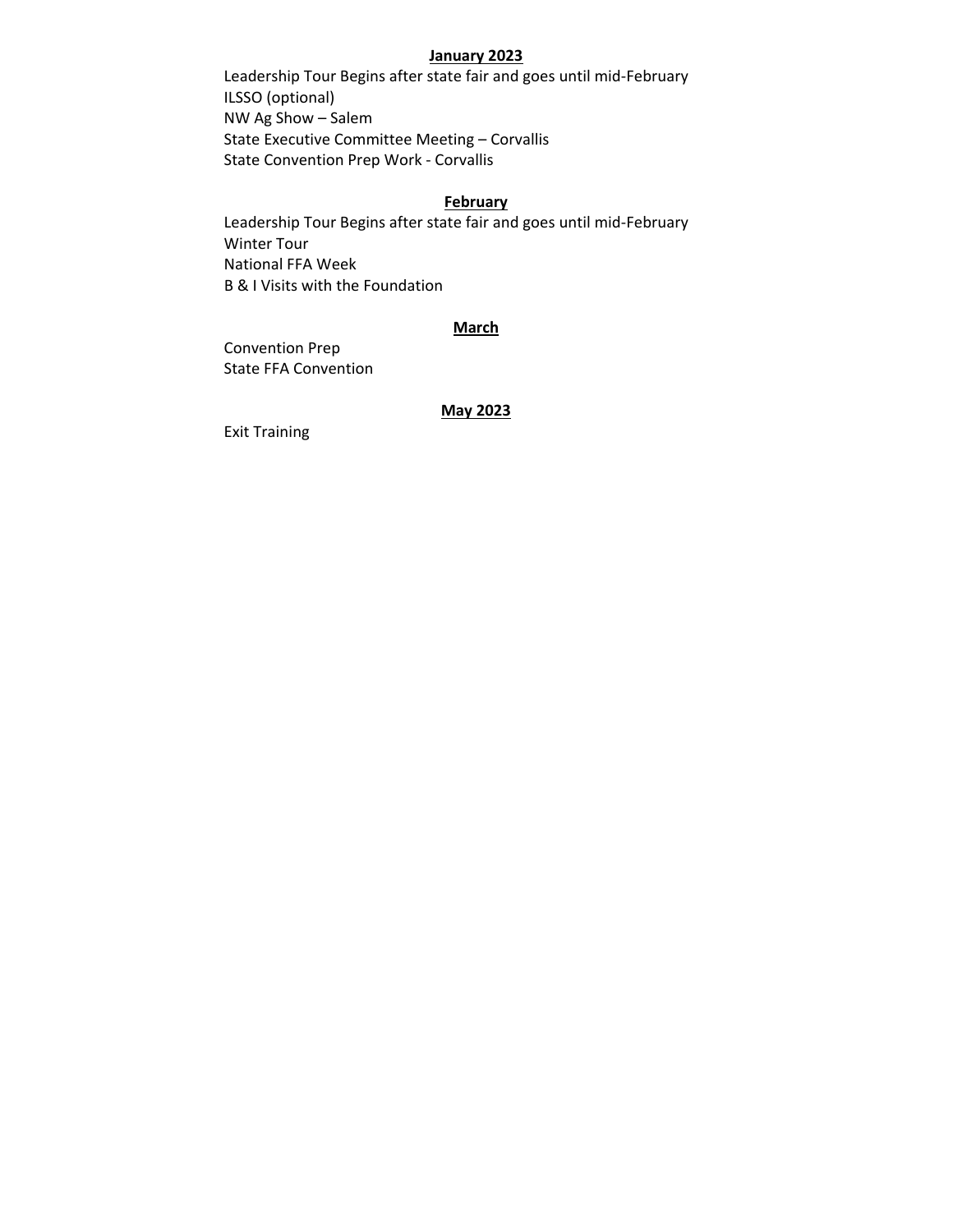**January 2023**

Leadership Tour Begins after state fair and goes until mid-February
ILSSO (optional)
NW Ag Show – Salem
State Executive Committee Meeting – Corvallis
State Convention Prep Work - Corvallis

**February**

Leadership Tour Begins after state fair and goes until mid-February
Winter Tour
National FFA Week
B & I Visits with the Foundation

**March**

Convention Prep
State FFA Convention

**May 2023**

Exit Training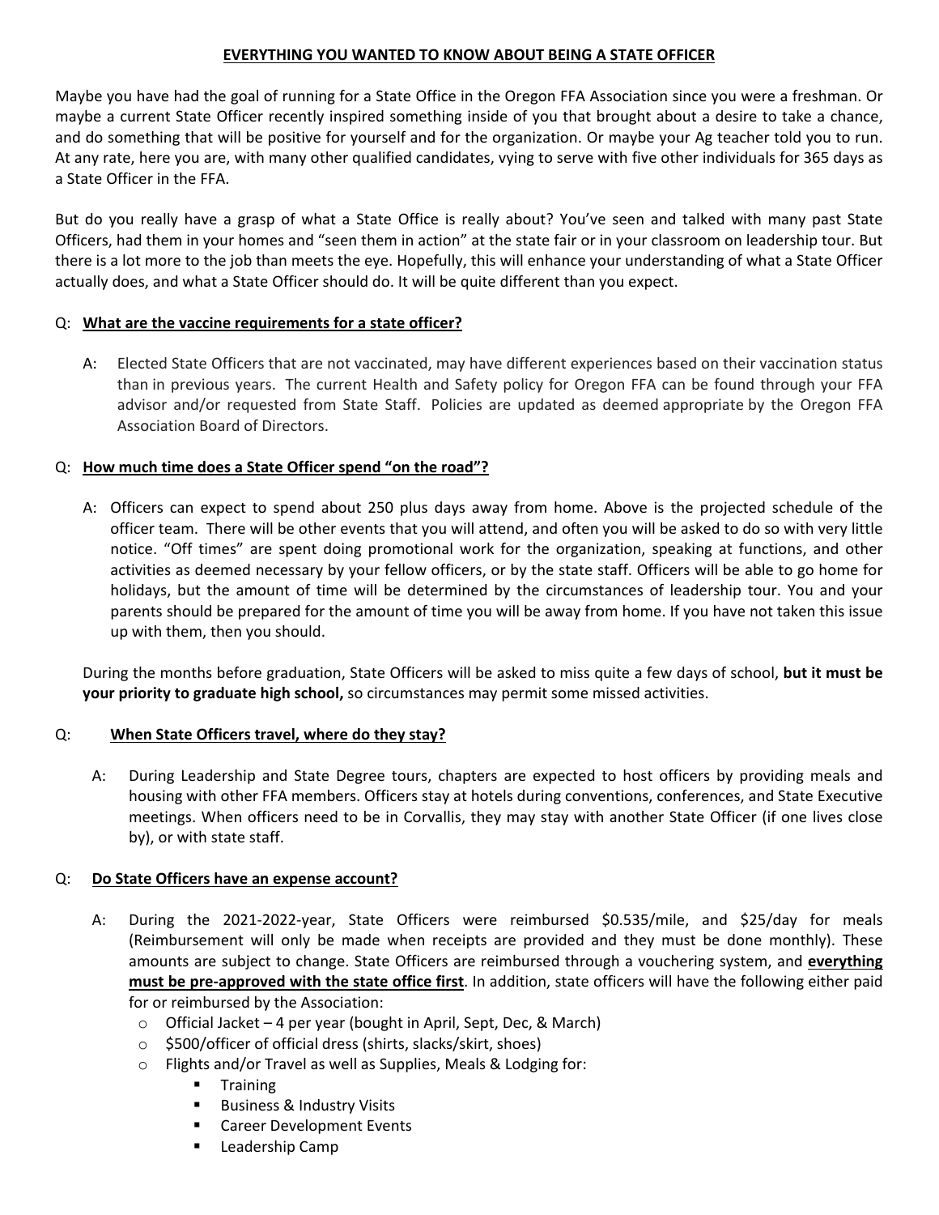## EVERYTHING YOU WANTED TO KNOW ABOUT BEING A STATE OFFICER

Maybe you have had the goal of running for a State Office in the Oregon FFA Association since you were a freshman. Or maybe a current State Officer recently inspired something inside of you that brought about a desire to take a chance, and do something that will be positive for yourself and for the organization. Or maybe your Ag teacher told you to run. At any rate, here you are, with many other qualified candidates, vying to serve with five other individuals for 365 days as a State Officer in the FFA.

But do you really have a grasp of what a State Office is really about? You've seen and talked with many past State Officers, had them in your homes and "seen them in action" at the state fair or in your classroom on leadership tour. But there is a lot more to the job than meets the eye. Hopefully, this will enhance your understanding of what a State Officer actually does, and what a State Officer should do. It will be quite different than you expect.

Q: **<u>What are the vaccine requirements for a state officer?</u>**

A: Elected State Officers that are not vaccinated, may have different experiences based on their vaccination status than in previous years. The current Health and Safety policy for Oregon FFA can be found through your FFA advisor and/or requested from State Staff. Policies are updated as deemed appropriate by the Oregon FFA Association Board of Directors.

Q: **<u>How much time does a State Officer spend "on the road"?</u>**

A: Officers can expect to spend about 250 plus days away from home. Above is the projected schedule of the officer team. There will be other events that you will attend, and often you will be asked to do so with very little notice. "Off times" are spent doing promotional work for the organization, speaking at functions, and other activities as deemed necessary by your fellow officers, or by the state staff. Officers will be able to go home for holidays, but the amount of time will be determined by the circumstances of leadership tour. You and your parents should be prepared for the amount of time you will be away from home. If you have not taken this issue up with them, then you should.

During the months before graduation, State Officers will be asked to miss quite a few days of school, **but it must be your priority to graduate high school,** so circumstances may permit some missed activities.

Q: **<u>When State Officers travel, where do they stay?</u>**

A: During Leadership and State Degree tours, chapters are expected to host officers by providing meals and housing with other FFA members. Officers stay at hotels during conventions, conferences, and State Executive meetings. When officers need to be in Corvallis, they may stay with another State Officer (if one lives close by), or with state staff.

Q: **<u>Do State Officers have an expense account?</u>**

A: During the 2021-2022-year, State Officers were reimbursed $0.535/mile, and $25/day for meals (Reimbursement will only be made when receipts are provided and they must be done monthly). These amounts are subject to change. State Officers are reimbursed through a vouchering system, and **<u>everything must be pre-approved with the state office first</u>**. In addition, state officers will have the following either paid for or reimbursed by the Association:

- Official Jacket – 4 per year (bought in April, Sept, Dec, & March)
- $500/officer of official dress (shirts, slacks/skirt, shoes)
- Flights and/or Travel as well as Supplies, Meals & Lodging for:
  - Training
  - Business & Industry Visits
  - Career Development Events
  - Leadership Camp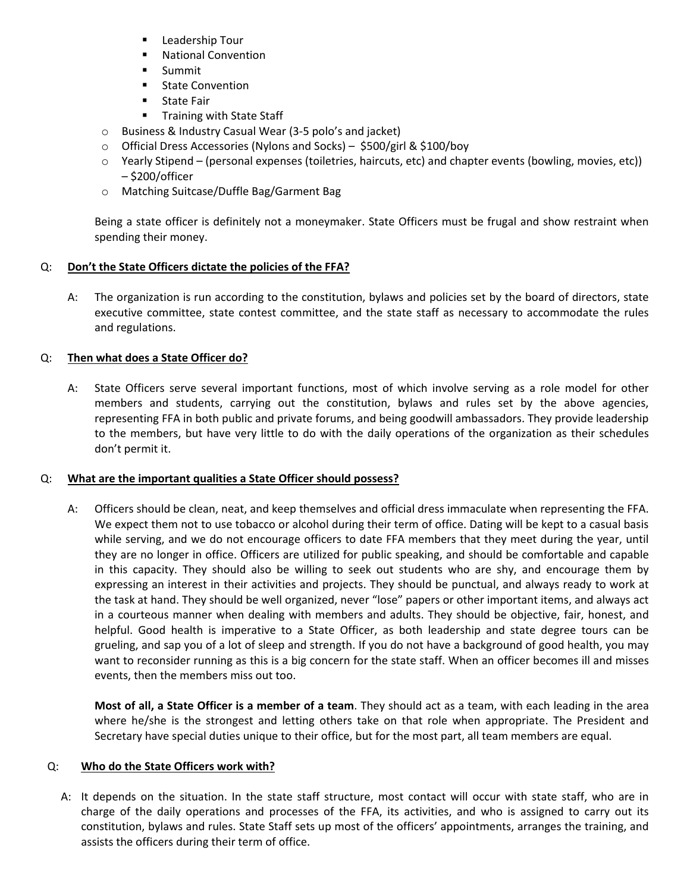- Leadership Tour
    - National Convention
    - Summit
    - State Convention
    - State Fair
    - Training with State Staff
  - Business & Industry Casual Wear (3-5 polo's and jacket)
  - Official Dress Accessories (Nylons and Socks) – $500/girl & $100/boy
  - Yearly Stipend – (personal expenses (toiletries, haircuts, etc) and chapter events (bowling, movies, etc)) – $200/officer
  - Matching Suitcase/Duffle Bag/Garment Bag

Being a state officer is definitely not a moneymaker. State Officers must be frugal and show restraint when spending their money.

Q: **Don't the State Officers dictate the policies of the FFA?**

A: The organization is run according to the constitution, bylaws and policies set by the board of directors, state executive committee, state contest committee, and the state staff as necessary to accommodate the rules and regulations.

Q: **Then what does a State Officer do?**

A: State Officers serve several important functions, most of which involve serving as a role model for other members and students, carrying out the constitution, bylaws and rules set by the above agencies, representing FFA in both public and private forums, and being goodwill ambassadors. They provide leadership to the members, but have very little to do with the daily operations of the organization as their schedules don't permit it.

Q: **What are the important qualities a State Officer should possess?**

A: Officers should be clean, neat, and keep themselves and official dress immaculate when representing the FFA. We expect them not to use tobacco or alcohol during their term of office. Dating will be kept to a casual basis while serving, and we do not encourage officers to date FFA members that they meet during the year, until they are no longer in office. Officers are utilized for public speaking, and should be comfortable and capable in this capacity. They should also be willing to seek out students who are shy, and encourage them by expressing an interest in their activities and projects. They should be punctual, and always ready to work at the task at hand. They should be well organized, never "lose" papers or other important items, and always act in a courteous manner when dealing with members and adults. They should be objective, fair, honest, and helpful. Good health is imperative to a State Officer, as both leadership and state degree tours can be grueling, and sap you of a lot of sleep and strength. If you do not have a background of good health, you may want to reconsider running as this is a big concern for the state staff. When an officer becomes ill and misses events, then the members miss out too.

**Most of all, a State Officer is a member of a team**. They should act as a team, with each leading in the area where he/she is the strongest and letting others take on that role when appropriate. The President and Secretary have special duties unique to their office, but for the most part, all team members are equal.

Q: **Who do the State Officers work with?**

A: It depends on the situation. In the state staff structure, most contact will occur with state staff, who are in charge of the daily operations and processes of the FFA, its activities, and who is assigned to carry out its constitution, bylaws and rules. State Staff sets up most of the officers' appointments, arranges the training, and assists the officers during their term of office.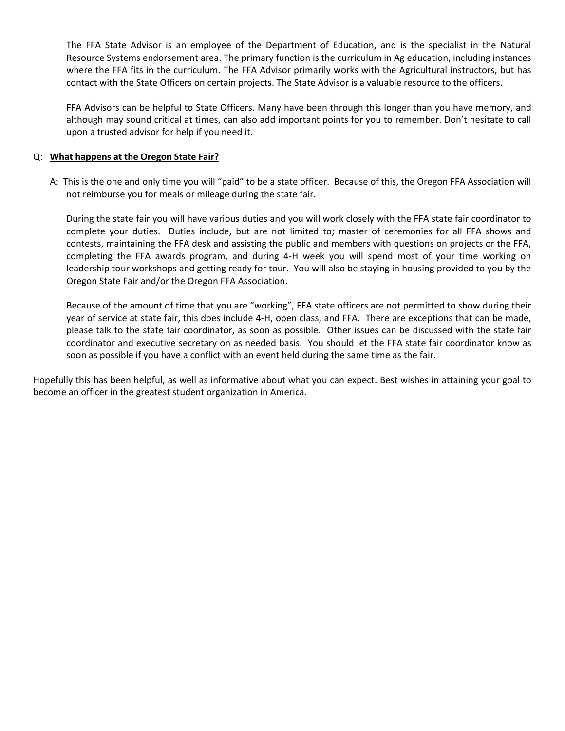The FFA State Advisor is an employee of the Department of Education, and is the specialist in the Natural Resource Systems endorsement area. The primary function is the curriculum in Ag education, including instances where the FFA fits in the curriculum. The FFA Advisor primarily works with the Agricultural instructors, but has contact with the State Officers on certain projects. The State Advisor is a valuable resource to the officers.

FFA Advisors can be helpful to State Officers. Many have been through this longer than you have memory, and although may sound critical at times, can also add important points for you to remember. Don't hesitate to call upon a trusted advisor for help if you need it.

Q: **<u>What happens at the Oregon State Fair?</u>**

A: This is the one and only time you will "paid" to be a state officer. Because of this, the Oregon FFA Association will not reimburse you for meals or mileage during the state fair.

During the state fair you will have various duties and you will work closely with the FFA state fair coordinator to complete your duties. Duties include, but are not limited to; master of ceremonies for all FFA shows and contests, maintaining the FFA desk and assisting the public and members with questions on projects or the FFA, completing the FFA awards program, and during 4-H week you will spend most of your time working on leadership tour workshops and getting ready for tour. You will also be staying in housing provided to you by the Oregon State Fair and/or the Oregon FFA Association.

Because of the amount of time that you are "working", FFA state officers are not permitted to show during their year of service at state fair, this does include 4-H, open class, and FFA. There are exceptions that can be made, please talk to the state fair coordinator, as soon as possible. Other issues can be discussed with the state fair coordinator and executive secretary on as needed basis. You should let the FFA state fair coordinator know as soon as possible if you have a conflict with an event held during the same time as the fair.

Hopefully this has been helpful, as well as informative about what you can expect. Best wishes in attaining your goal to become an officer in the greatest student organization in America.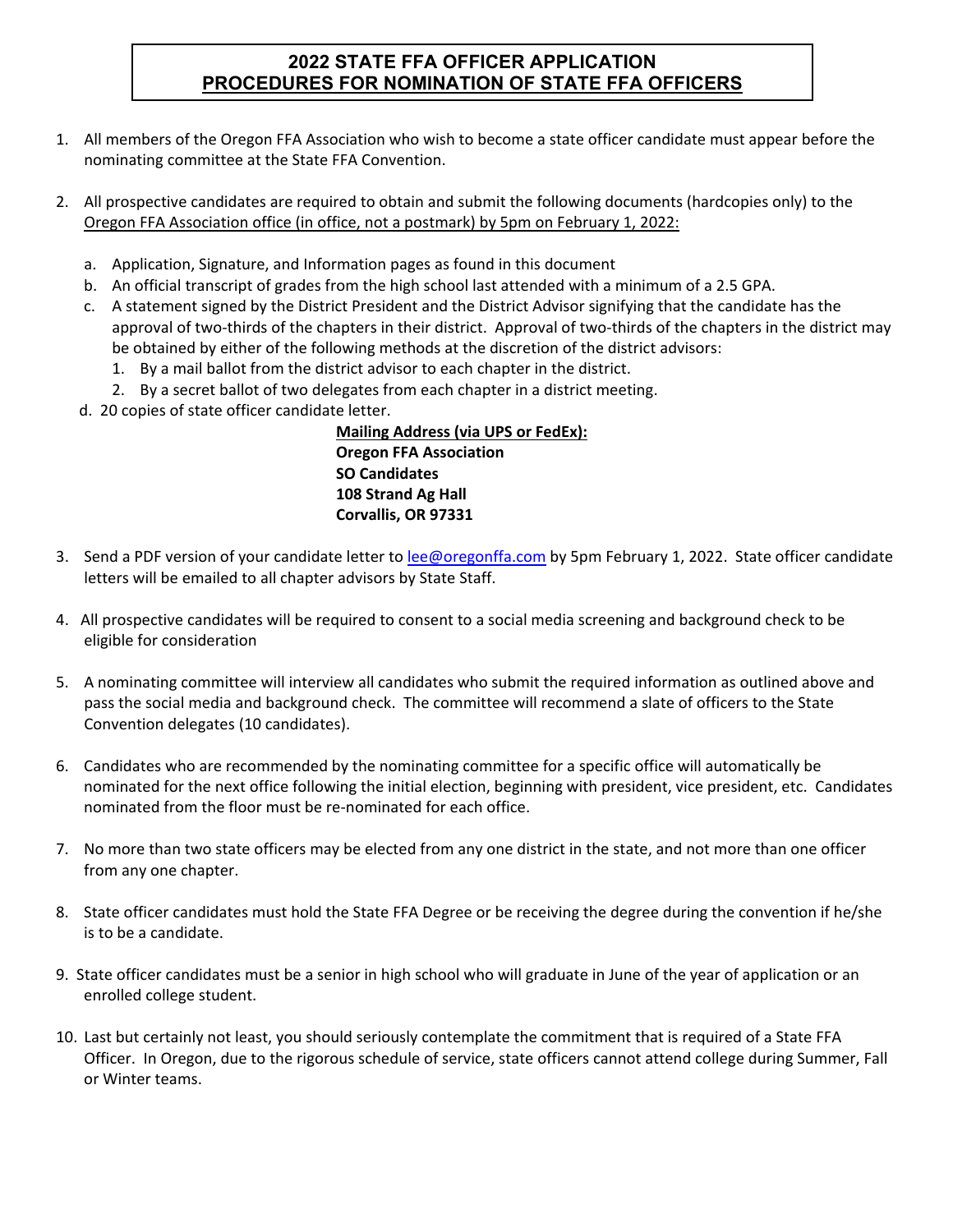# 2022 STATE FFA OFFICER APPLICATION
## <u>PROCEDURES FOR NOMINATION OF STATE FFA OFFICERS</u>

1. All members of the Oregon FFA Association who wish to become a state officer candidate must appear before the nominating committee at the State FFA Convention.

2. All prospective candidates are required to obtain and submit the following documents (hardcopies only) to the <u>Oregon FFA Association office (in office, not a postmark) by 5pm on February 1, 2022:</u>

   a. Application, Signature, and Information pages as found in this document
   b. An official transcript of grades from the high school last attended with a minimum of a 2.5 GPA.
   c. A statement signed by the District President and the District Advisor signifying that the candidate has the approval of two-thirds of the chapters in their district. Approval of two-thirds of the chapters in the district may be obtained by either of the following methods at the discretion of the district advisors:
      1. By a mail ballot from the district advisor to each chapter in the district.
      2. By a secret ballot of two delegates from each chapter in a district meeting.
   d. 20 copies of state officer candidate letter.

   **<u>Mailing Address (via UPS or FedEx):</u>**
   **Oregon FFA Association**
   **SO Candidates**
   **108 Strand Ag Hall**
   **Corvallis, OR 97331**

3. Send a PDF version of your candidate letter to lee@oregonffa.com by 5pm February 1, 2022. State officer candidate letters will be emailed to all chapter advisors by State Staff.

4. All prospective candidates will be required to consent to a social media screening and background check to be eligible for consideration

5. A nominating committee will interview all candidates who submit the required information as outlined above and pass the social media and background check. The committee will recommend a slate of officers to the State Convention delegates (10 candidates).

6. Candidates who are recommended by the nominating committee for a specific office will automatically be nominated for the next office following the initial election, beginning with president, vice president, etc. Candidates nominated from the floor must be re-nominated for each office.

7. No more than two state officers may be elected from any one district in the state, and not more than one officer from any one chapter.

8. State officer candidates must hold the State FFA Degree or be receiving the degree during the convention if he/she is to be a candidate.

9. State officer candidates must be a senior in high school who will graduate in June of the year of application or an enrolled college student.

10. Last but certainly not least, you should seriously contemplate the commitment that is required of a State FFA Officer. In Oregon, due to the rigorous schedule of service, state officers cannot attend college during Summer, Fall or Winter teams.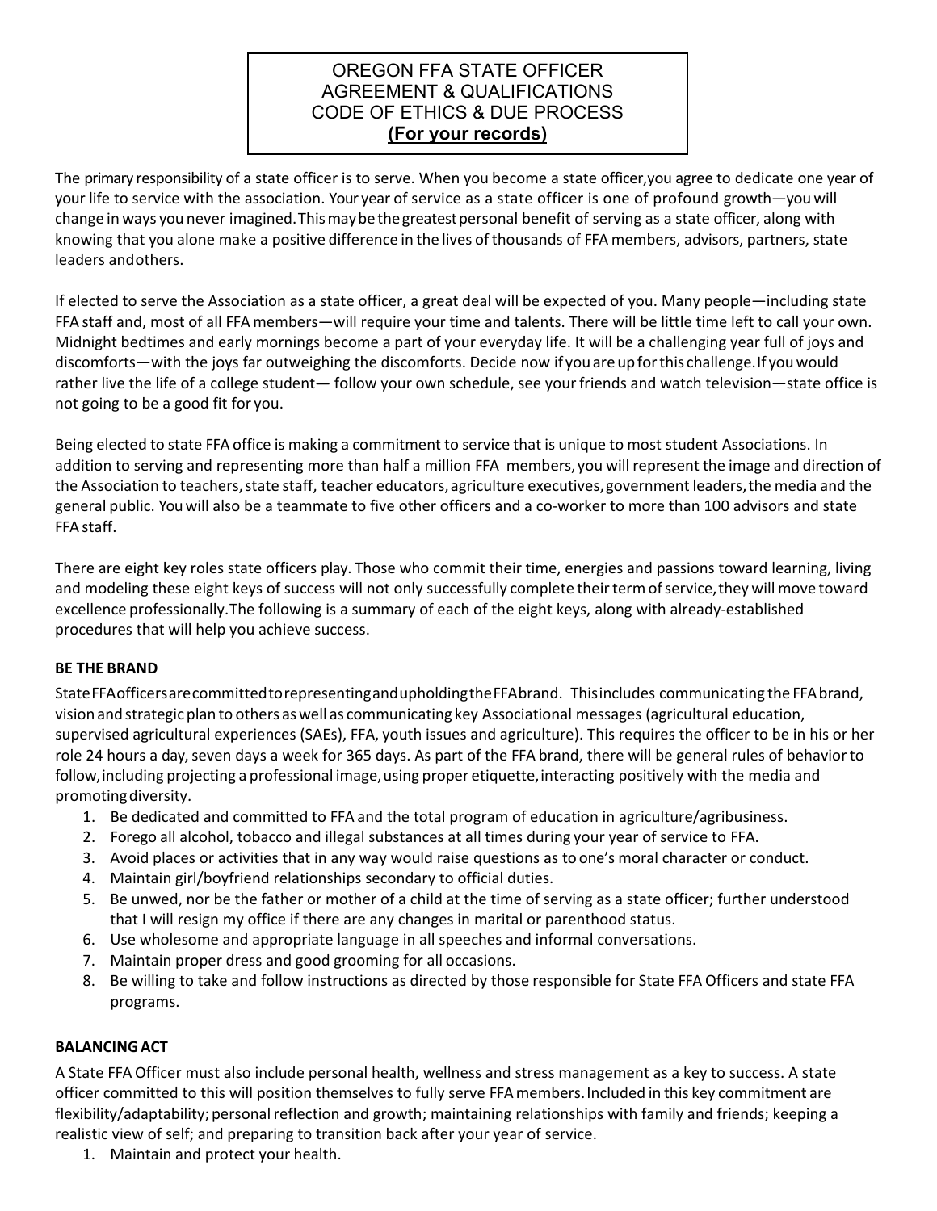# OREGON FFA STATE OFFICER AGREEMENT & QUALIFICATIONS CODE OF ETHICS & DUE PROCESS

**(For your records)**

The primary responsibility of a state officer is to serve. When you become a state officer, you agree to dedicate one year of your life to service with the association. Your year of service as a state officer is one of profound growth—you will change in ways you never imagined. This may be the greatest personal benefit of serving as a state officer, along with knowing that you alone make a positive difference in the lives of thousands of FFA members, advisors, partners, state leaders and others.

If elected to serve the Association as a state officer, a great deal will be expected of you. Many people—including state FFA staff and, most of all FFA members—will require your time and talents. There will be little time left to call your own. Midnight bedtimes and early mornings become a part of your everyday life. It will be a challenging year full of joys and discomforts—with the joys far outweighing the discomforts. Decide now if you are up for this challenge. If you would rather live the life of a college student— follow your own schedule, see your friends and watch television—state office is not going to be a good fit for you.

Being elected to state FFA office is making a commitment to service that is unique to most student Associations. In addition to serving and representing more than half a million FFA members, you will represent the image and direction of the Association to teachers, state staff, teacher educators, agriculture executives, government leaders, the media and the general public. You will also be a teammate to five other officers and a co-worker to more than 100 advisors and state FFA staff.

There are eight key roles state officers play. Those who commit their time, energies and passions toward learning, living and modeling these eight keys of success will not only successfully complete their term of service, they will move toward excellence professionally. The following is a summary of each of the eight keys, along with already-established procedures that will help you achieve success.

**BE THE BRAND**

State FFA officers are committed to representing and upholding the FFA brand. This includes communicating the FFA brand, vision and strategic plan to others as well as communicating key Associational messages (agricultural education, supervised agricultural experiences (SAEs), FFA, youth issues and agriculture). This requires the officer to be in his or her role 24 hours a day, seven days a week for 365 days. As part of the FFA brand, there will be general rules of behavior to follow, including projecting a professional image, using proper etiquette, interacting positively with the media and promoting diversity.

1. Be dedicated and committed to FFA and the total program of education in agriculture/agribusiness.
2. Forego all alcohol, tobacco and illegal substances at all times during your year of service to FFA.
3. Avoid places or activities that in any way would raise questions as to one's moral character or conduct.
4. Maintain girl/boyfriend relationships <u>secondary</u> to official duties.
5. Be unwed, nor be the father or mother of a child at the time of serving as a state officer; further understood that I will resign my office if there are any changes in marital or parenthood status.
6. Use wholesome and appropriate language in all speeches and informal conversations.
7. Maintain proper dress and good grooming for all occasions.
8. Be willing to take and follow instructions as directed by those responsible for State FFA Officers and state FFA programs.

**BALANCING ACT**

A State FFA Officer must also include personal health, wellness and stress management as a key to success. A state officer committed to this will position themselves to fully serve FFA members. Included in this key commitment are flexibility/adaptability; personal reflection and growth; maintaining relationships with family and friends; keeping a realistic view of self; and preparing to transition back after your year of service.

1. Maintain and protect your health.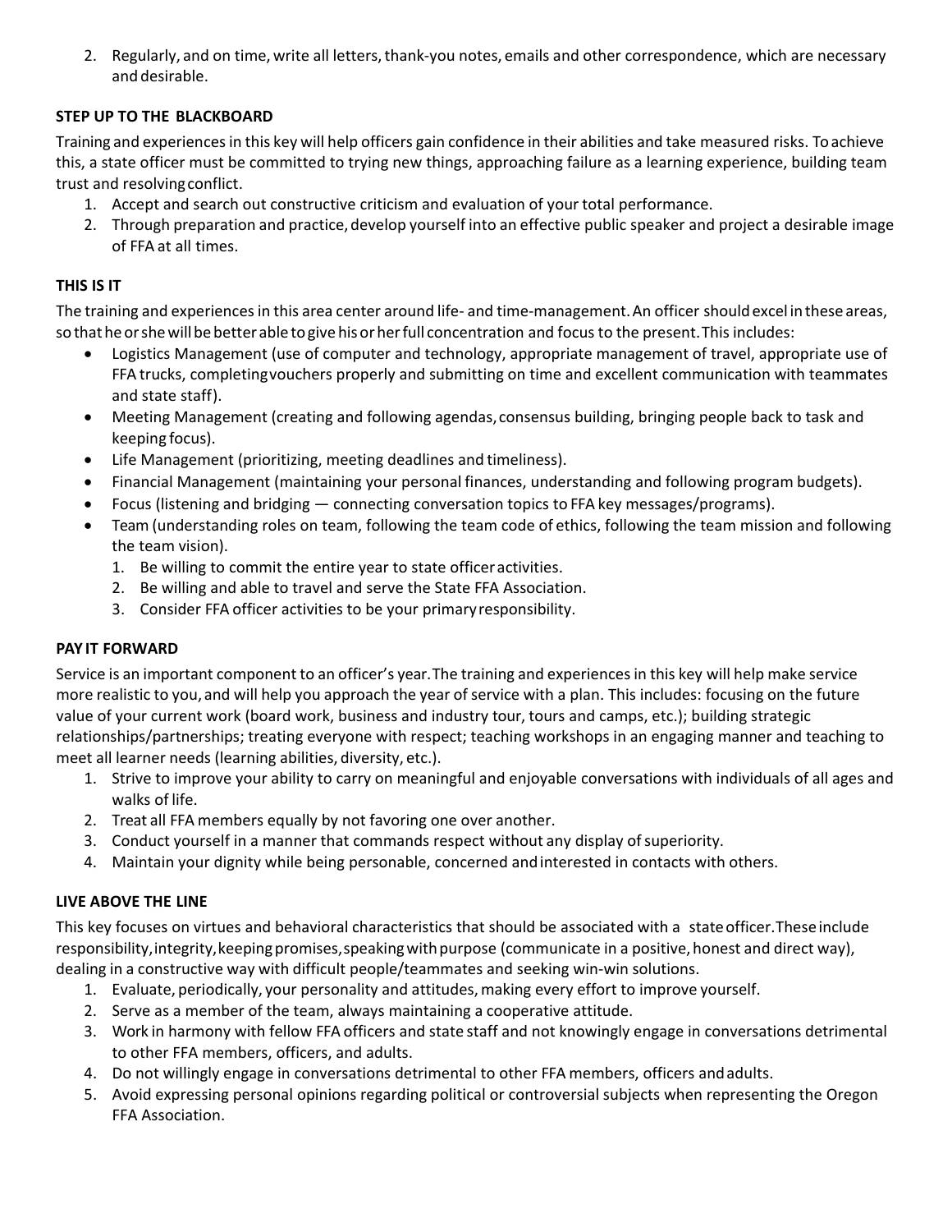2. Regularly, and on time, write all letters, thank-you notes, emails and other correspondence, which are necessary and desirable.

**STEP UP TO THE BLACKBOARD**

Training and experiences in this key will help officers gain confidence in their abilities and take measured risks. To achieve this, a state officer must be committed to trying new things, approaching failure as a learning experience, building team trust and resolving conflict.

1. Accept and search out constructive criticism and evaluation of your total performance.
2. Through preparation and practice, develop yourself into an effective public speaker and project a desirable image of FFA at all times.

**THIS IS IT**

The training and experiences in this area center around life- and time-management. An officer should excel in these areas, so that he or she will be better able to give his or her full concentration and focus to the present. This includes:

- Logistics Management (use of computer and technology, appropriate management of travel, appropriate use of FFA trucks, completing vouchers properly and submitting on time and excellent communication with teammates and state staff).
- Meeting Management (creating and following agendas, consensus building, bringing people back to task and keeping focus).
- Life Management (prioritizing, meeting deadlines and timeliness).
- Financial Management (maintaining your personal finances, understanding and following program budgets).
- Focus (listening and bridging — connecting conversation topics to FFA key messages/programs).
- Team (understanding roles on team, following the team code of ethics, following the team mission and following the team vision).
  1. Be willing to commit the entire year to state officer activities.
  2. Be willing and able to travel and serve the State FFA Association.
  3. Consider FFA officer activities to be your primary responsibility.

**PAY IT FORWARD**

Service is an important component to an officer's year. The training and experiences in this key will help make service more realistic to you, and will help you approach the year of service with a plan. This includes: focusing on the future value of your current work (board work, business and industry tour, tours and camps, etc.); building strategic relationships/partnerships; treating everyone with respect; teaching workshops in an engaging manner and teaching to meet all learner needs (learning abilities, diversity, etc.).

1. Strive to improve your ability to carry on meaningful and enjoyable conversations with individuals of all ages and walks of life.
2. Treat all FFA members equally by not favoring one over another.
3. Conduct yourself in a manner that commands respect without any display of superiority.
4. Maintain your dignity while being personable, concerned and interested in contacts with others.

**LIVE ABOVE THE LINE**

This key focuses on virtues and behavioral characteristics that should be associated with a state officer. These include responsibility, integrity, keeping promises, speaking with purpose (communicate in a positive, honest and direct way), dealing in a constructive way with difficult people/teammates and seeking win-win solutions.

1. Evaluate, periodically, your personality and attitudes, making every effort to improve yourself.
2. Serve as a member of the team, always maintaining a cooperative attitude.
3. Work in harmony with fellow FFA officers and state staff and not knowingly engage in conversations detrimental to other FFA members, officers, and adults.
4. Do not willingly engage in conversations detrimental to other FFA members, officers and adults.
5. Avoid expressing personal opinions regarding political or controversial subjects when representing the Oregon FFA Association.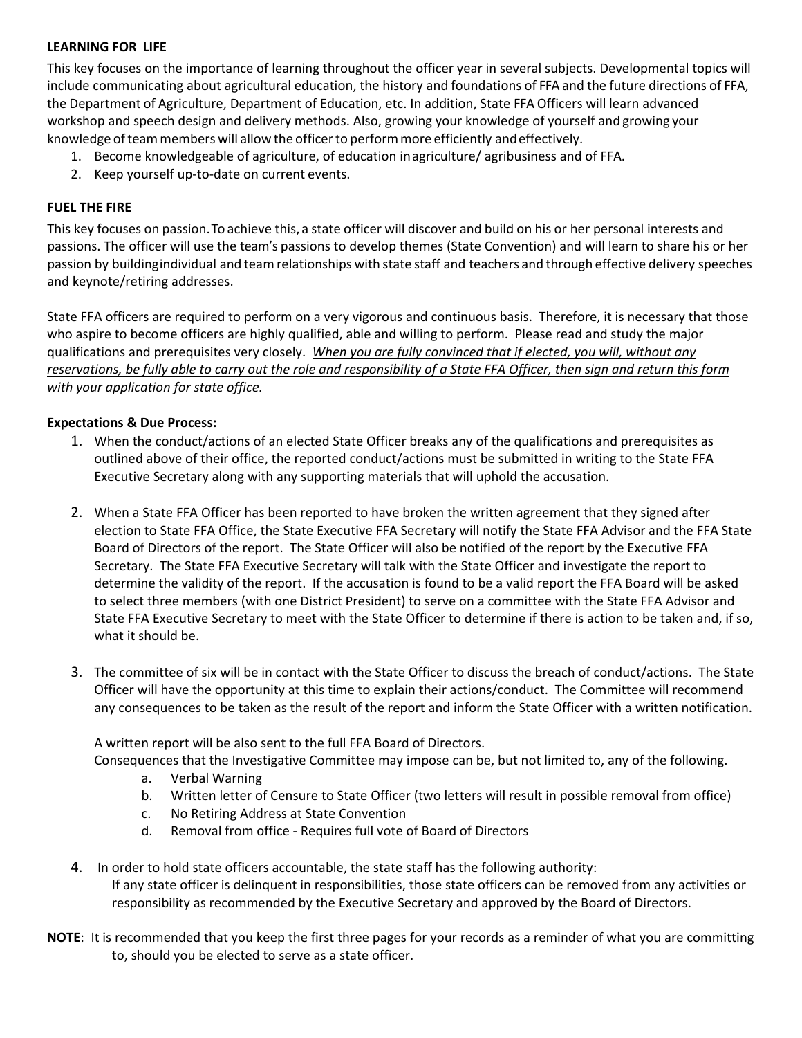**LEARNING FOR LIFE**

This key focuses on the importance of learning throughout the officer year in several subjects. Developmental topics will include communicating about agricultural education, the history and foundations of FFA and the future directions of FFA, the Department of Agriculture, Department of Education, etc. In addition, State FFA Officers will learn advanced workshop and speech design and delivery methods. Also, growing your knowledge of yourself and growing your knowledge of team members will allow the officer to perform more efficiently and effectively.

1. Become knowledgeable of agriculture, of education in agriculture/ agribusiness and of FFA.
2. Keep yourself up-to-date on current events.

**FUEL THE FIRE**

This key focuses on passion. To achieve this, a state officer will discover and build on his or her personal interests and passions. The officer will use the team's passions to develop themes (State Convention) and will learn to share his or her passion by building individual and team relationships with state staff and teachers and through effective delivery speeches and keynote/retiring addresses.

State FFA officers are required to perform on a very vigorous and continuous basis. Therefore, it is necessary that those who aspire to become officers are highly qualified, able and willing to perform. Please read and study the major qualifications and prerequisites very closely. *When you are fully convinced that if elected, you will, without any reservations, be fully able to carry out the role and responsibility of a State FFA Officer, then sign and return this form with your application for state office.*

**Expectations & Due Process:**

1. When the conduct/actions of an elected State Officer breaks any of the qualifications and prerequisites as outlined above of their office, the reported conduct/actions must be submitted in writing to the State FFA Executive Secretary along with any supporting materials that will uphold the accusation.

2. When a State FFA Officer has been reported to have broken the written agreement that they signed after election to State FFA Office, the State Executive FFA Secretary will notify the State FFA Advisor and the FFA State Board of Directors of the report. The State Officer will also be notified of the report by the Executive FFA Secretary. The State FFA Executive Secretary will talk with the State Officer and investigate the report to determine the validity of the report. If the accusation is found to be a valid report the FFA Board will be asked to select three members (with one District President) to serve on a committee with the State FFA Advisor and State FFA Executive Secretary to meet with the State Officer to determine if there is action to be taken and, if so, what it should be.

3. The committee of six will be in contact with the State Officer to discuss the breach of conduct/actions. The State Officer will have the opportunity at this time to explain their actions/conduct. The Committee will recommend any consequences to be taken as the result of the report and inform the State Officer with a written notification.

   A written report will be also sent to the full FFA Board of Directors.
   Consequences that the Investigative Committee may impose can be, but not limited to, any of the following.
   a. Verbal Warning
   b. Written letter of Censure to State Officer (two letters will result in possible removal from office)
   c. No Retiring Address at State Convention
   d. Removal from office - Requires full vote of Board of Directors

4. In order to hold state officers accountable, the state staff has the following authority:
   If any state officer is delinquent in responsibilities, those state officers can be removed from any activities or responsibility as recommended by the Executive Secretary and approved by the Board of Directors.

**NOTE**: It is recommended that you keep the first three pages for your records as a reminder of what you are committing to, should you be elected to serve as a state officer.